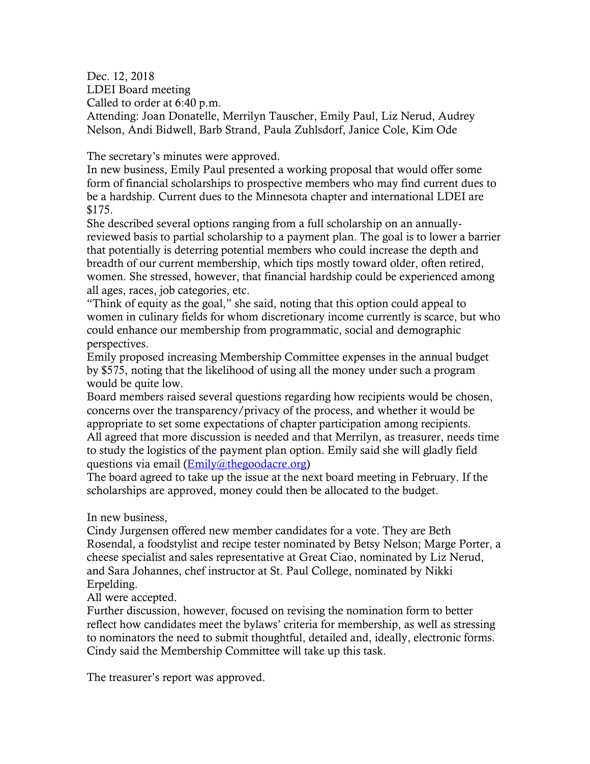Dec. 12, 2018
LDEI Board meeting
Called to order at 6:40 p.m.
Attending: Joan Donatelle, Merrilyn Tauscher, Emily Paul, Liz Nerud, Audrey Nelson, Andi Bidwell, Barb Strand, Paula Zuhlsdorf, Janice Cole, Kim Ode

The secretary's minutes were approved.
In new business, Emily Paul presented a working proposal that would offer some form of financial scholarships to prospective members who may find current dues to be a hardship. Current dues to the Minnesota chapter and international LDEI are $175.
She described several options ranging from a full scholarship on an annually-reviewed basis to partial scholarship to a payment plan. The goal is to lower a barrier that potentially is deterring potential members who could increase the depth and breadth of our current membership, which tips mostly toward older, often retired, women. She stressed, however, that financial hardship could be experienced among all ages, races, job categories, etc.
"Think of equity as the goal," she said, noting that this option could appeal to women in culinary fields for whom discretionary income currently is scarce, but who could enhance our membership from programmatic, social and demographic perspectives.
Emily proposed increasing Membership Committee expenses in the annual budget by $575, noting that the likelihood of using all the money under such a program would be quite low.
Board members raised several questions regarding how recipients would be chosen, concerns over the transparency/privacy of the process, and whether it would be appropriate to set some expectations of chapter participation among recipients.
All agreed that more discussion is needed and that Merrilyn, as treasurer, needs time to study the logistics of the payment plan option. Emily said she will gladly field questions via email (Emily@thegoodacre.org)
The board agreed to take up the issue at the next board meeting in February. If the scholarships are approved, money could then be allocated to the budget.

In new business,
Cindy Jurgensen offered new member candidates for a vote. They are Beth Rosendal, a foodstylist and recipe tester nominated by Betsy Nelson; Marge Porter, a cheese specialist and sales representative at Great Ciao, nominated by Liz Nerud, and Sara Johannes, chef instructor at St. Paul College, nominated by Nikki Erpelding.
All were accepted.
Further discussion, however, focused on revising the nomination form to better reflect how candidates meet the bylaws' criteria for membership, as well as stressing to nominators the need to submit thoughtful, detailed and, ideally, electronic forms. Cindy said the Membership Committee will take up this task.

The treasurer's report was approved.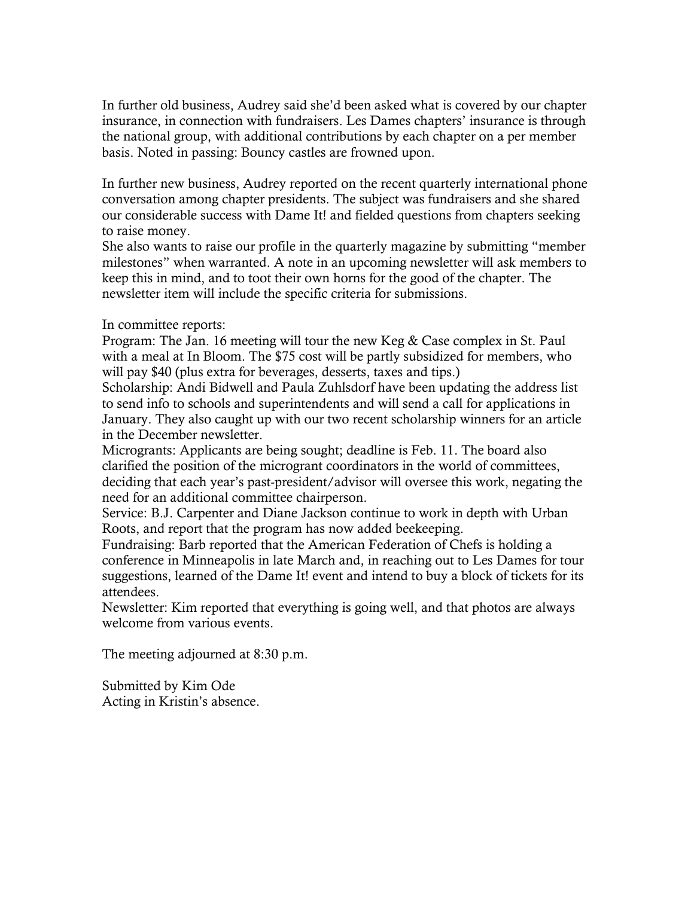In further old business, Audrey said she'd been asked what is covered by our chapter insurance, in connection with fundraisers. Les Dames chapters' insurance is through the national group, with additional contributions by each chapter on a per member basis. Noted in passing: Bouncy castles are frowned upon.

In further new business, Audrey reported on the recent quarterly international phone conversation among chapter presidents. The subject was fundraisers and she shared our considerable success with Dame It! and fielded questions from chapters seeking to raise money.

She also wants to raise our profile in the quarterly magazine by submitting "member milestones" when warranted. A note in an upcoming newsletter will ask members to keep this in mind, and to toot their own horns for the good of the chapter. The newsletter item will include the specific criteria for submissions.

In committee reports:

Program: The Jan. 16 meeting will tour the new Keg & Case complex in St. Paul with a meal at In Bloom. The $75 cost will be partly subsidized for members, who will pay $40 (plus extra for beverages, desserts, taxes and tips.)

Scholarship: Andi Bidwell and Paula Zuhlsdorf have been updating the address list to send info to schools and superintendents and will send a call for applications in January. They also caught up with our two recent scholarship winners for an article in the December newsletter.

Microgrants: Applicants are being sought; deadline is Feb. 11. The board also clarified the position of the microgrant coordinators in the world of committees, deciding that each year's past-president/advisor will oversee this work, negating the need for an additional committee chairperson.

Service: B.J. Carpenter and Diane Jackson continue to work in depth with Urban Roots, and report that the program has now added beekeeping.

Fundraising: Barb reported that the American Federation of Chefs is holding a conference in Minneapolis in late March and, in reaching out to Les Dames for tour suggestions, learned of the Dame It! event and intend to buy a block of tickets for its attendees.

Newsletter: Kim reported that everything is going well, and that photos are always welcome from various events.

The meeting adjourned at 8:30 p.m.

Submitted by Kim Ode
Acting in Kristin's absence.